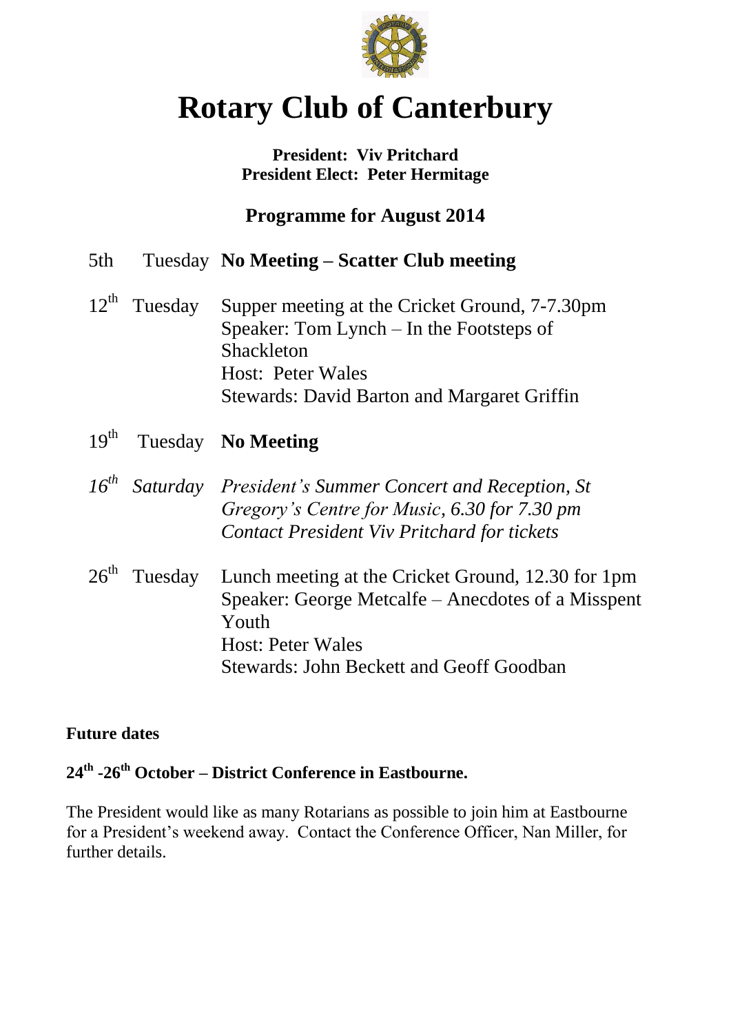# Rotary Club of Canterbury

**President: Viv Pritchard**
**President Elect: Peter Hermitage**

## Programme for August 2014

5th Tuesday **No Meeting – Scatter Club meeting**

12th Tuesday Supper meeting at the Cricket Ground, 7-7.30pm
Speaker: Tom Lynch – In the Footsteps of Shackleton
Host: Peter Wales
Stewards: David Barton and Margaret Griffin

19th Tuesday **No Meeting**

*16th Saturday President's Summer Concert and Reception, St Gregory's Centre for Music, 6.30 for 7.30 pm*
*Contact President Viv Pritchard for tickets*

26th Tuesday Lunch meeting at the Cricket Ground, 12.30 for 1pm
Speaker: George Metcalfe – Anecdotes of a Misspent Youth
Host: Peter Wales
Stewards: John Beckett and Geoff Goodban

**Future dates**

**24th -26th October – District Conference in Eastbourne.**

The President would like as many Rotarians as possible to join him at Eastbourne for a President's weekend away. Contact the Conference Officer, Nan Miller, for further details.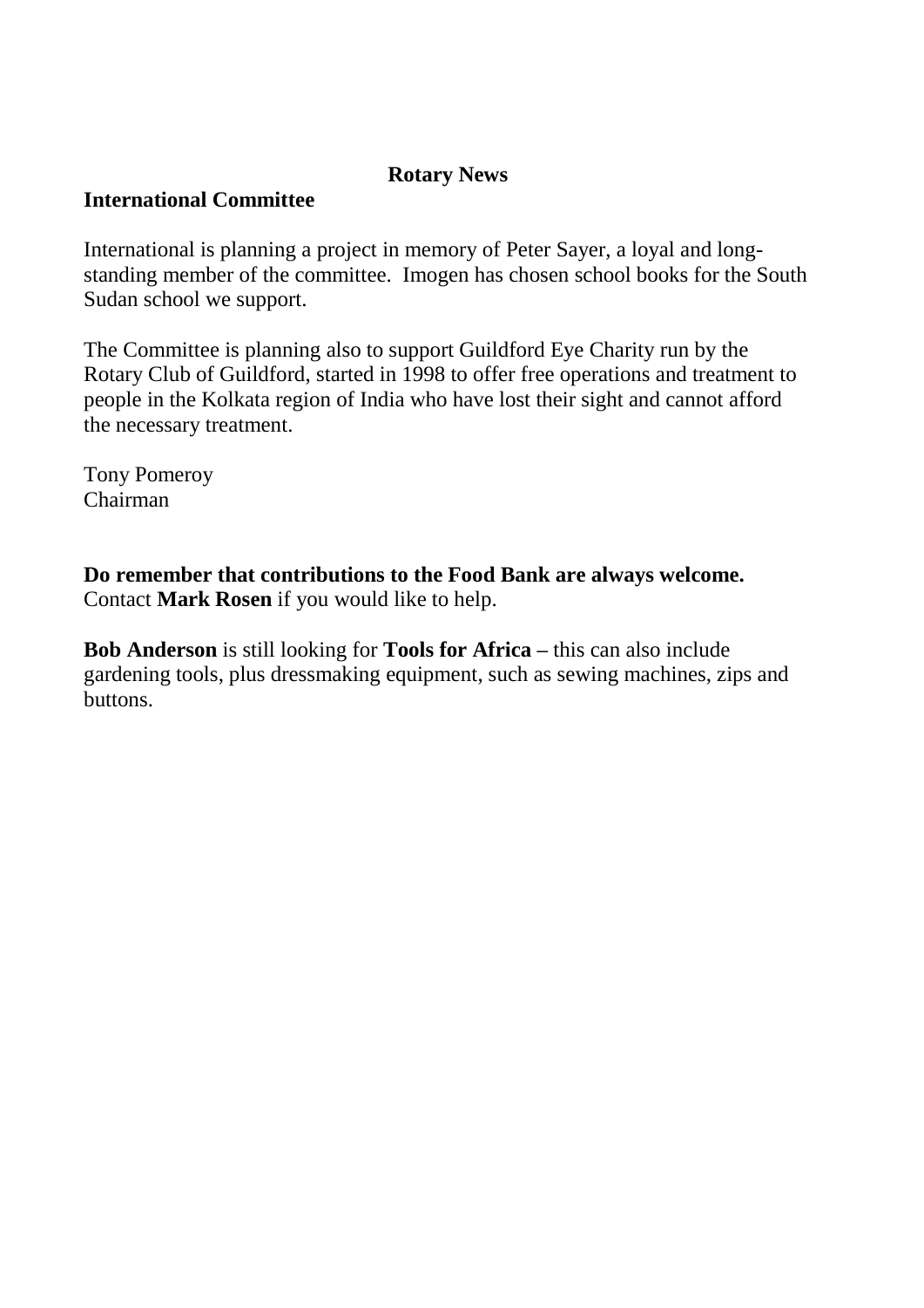**Rotary News**

**International Committee**

International is planning a project in memory of Peter Sayer, a loyal and long-standing member of the committee. Imogen has chosen school books for the South Sudan school we support.

The Committee is planning also to support Guildford Eye Charity run by the Rotary Club of Guildford, started in 1998 to offer free operations and treatment to people in the Kolkata region of India who have lost their sight and cannot afford the necessary treatment.

Tony Pomeroy  
Chairman

**Do remember that contributions to the Food Bank are always welcome.**  
Contact **Mark Rosen** if you would like to help.

**Bob Anderson** is still looking for **Tools for Africa –** this can also include gardening tools, plus dressmaking equipment, such as sewing machines, zips and buttons.